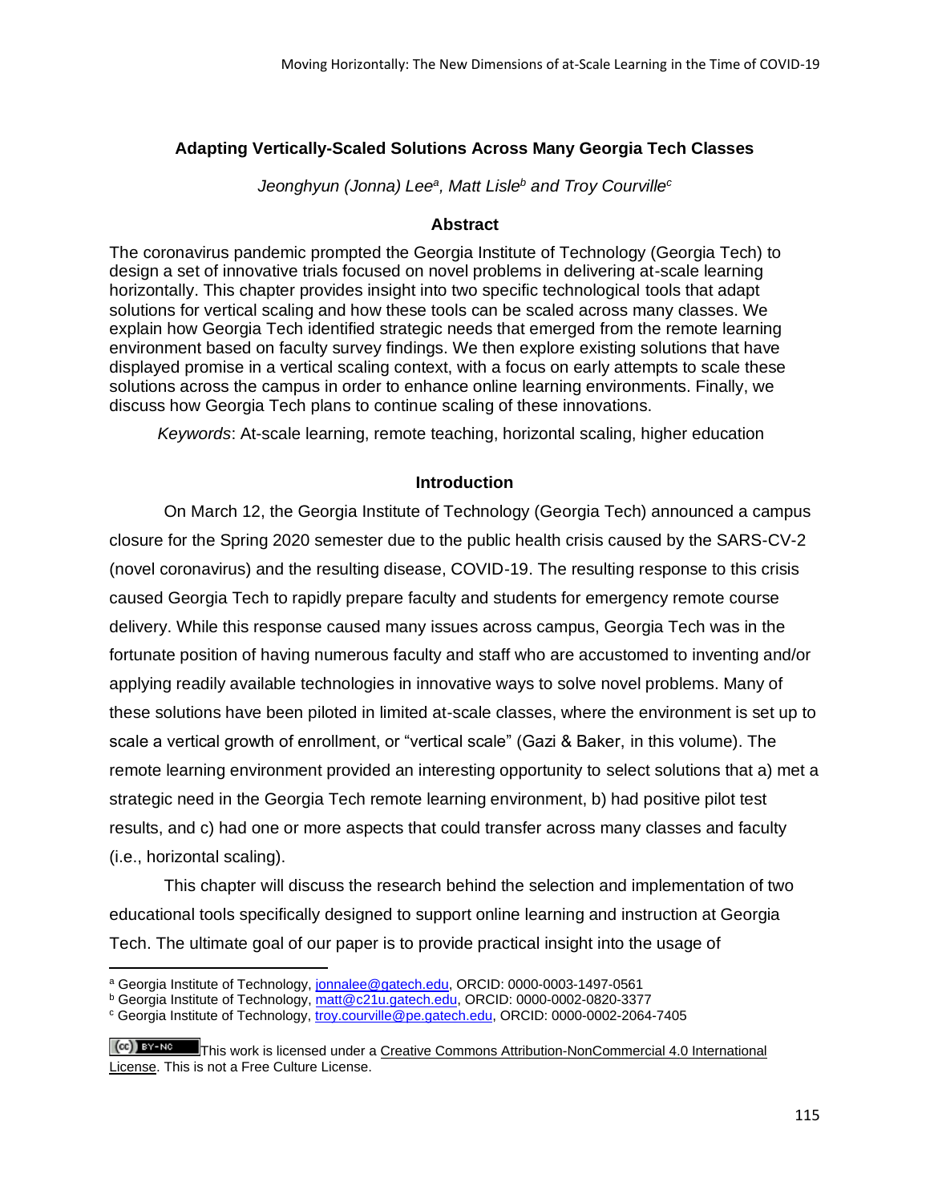## Adapting Vertically-Scaled Solutions Across Many Georgia Tech Classes

*Jeonghyun (Jonna) Lee[a], Matt Lisle[b] and Troy Courville[c]*

### Abstract

The coronavirus pandemic prompted the Georgia Institute of Technology (Georgia Tech) to design a set of innovative trials focused on novel problems in delivering at-scale learning horizontally. This chapter provides insight into two specific technological tools that adapt solutions for vertical scaling and how these tools can be scaled across many classes. We explain how Georgia Tech identified strategic needs that emerged from the remote learning environment based on faculty survey findings. We then explore existing solutions that have displayed promise in a vertical scaling context, with a focus on early attempts to scale these solutions across the campus in order to enhance online learning environments. Finally, we discuss how Georgia Tech plans to continue scaling of these innovations.

*Keywords*: At-scale learning, remote teaching, horizontal scaling, higher education

### Introduction

On March 12, the Georgia Institute of Technology (Georgia Tech) announced a campus closure for the Spring 2020 semester due to the public health crisis caused by the SARS-CV-2 (novel coronavirus) and the resulting disease, COVID-19. The resulting response to this crisis caused Georgia Tech to rapidly prepare faculty and students for emergency remote course delivery. While this response caused many issues across campus, Georgia Tech was in the fortunate position of having numerous faculty and staff who are accustomed to inventing and/or applying readily available technologies in innovative ways to solve novel problems. Many of these solutions have been piloted in limited at-scale classes, where the environment is set up to scale a vertical growth of enrollment, or "vertical scale" (Gazi & Baker, in this volume). The remote learning environment provided an interesting opportunity to select solutions that a) met a strategic need in the Georgia Tech remote learning environment, b) had positive pilot test results, and c) had one or more aspects that could transfer across many classes and faculty (i.e., horizontal scaling).

This chapter will discuss the research behind the selection and implementation of two educational tools specifically designed to support online learning and instruction at Georgia Tech. The ultimate goal of our paper is to provide practical insight into the usage of

---

[a] Georgia Institute of Technology, jonnalee@gatech.edu, ORCID: 0000-0003-1497-0561

[b] Georgia Institute of Technology, matt@c21u.gatech.edu, ORCID: 0000-0002-0820-3377

[c] Georgia Institute of Technology, troy.courville@pe.gatech.edu, ORCID: 0000-0002-2064-7405

This work is licensed under a Creative Commons Attribution-NonCommercial 4.0 International License. This is not a Free Culture License.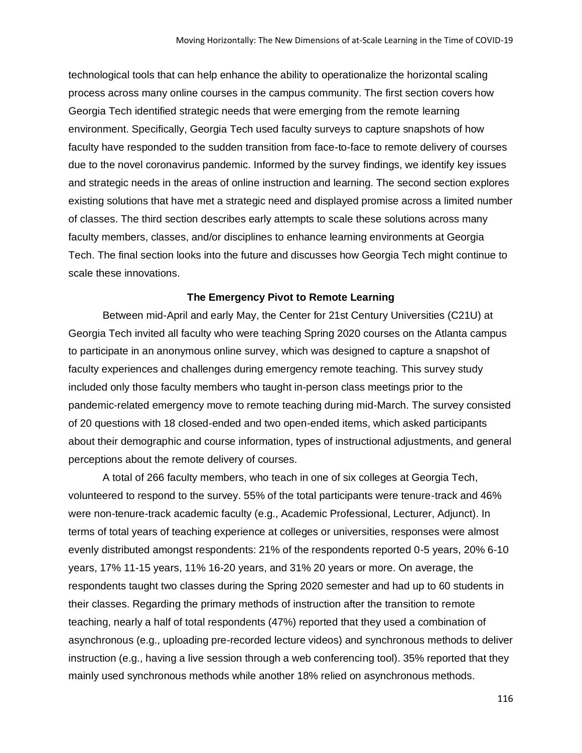technological tools that can help enhance the ability to operationalize the horizontal scaling process across many online courses in the campus community. The first section covers how Georgia Tech identified strategic needs that were emerging from the remote learning environment. Specifically, Georgia Tech used faculty surveys to capture snapshots of how faculty have responded to the sudden transition from face-to-face to remote delivery of courses due to the novel coronavirus pandemic. Informed by the survey findings, we identify key issues and strategic needs in the areas of online instruction and learning. The second section explores existing solutions that have met a strategic need and displayed promise across a limited number of classes. The third section describes early attempts to scale these solutions across many faculty members, classes, and/or disciplines to enhance learning environments at Georgia Tech. The final section looks into the future and discusses how Georgia Tech might continue to scale these innovations.

## The Emergency Pivot to Remote Learning

Between mid-April and early May, the Center for 21st Century Universities (C21U) at Georgia Tech invited all faculty who were teaching Spring 2020 courses on the Atlanta campus to participate in an anonymous online survey, which was designed to capture a snapshot of faculty experiences and challenges during emergency remote teaching. This survey study included only those faculty members who taught in-person class meetings prior to the pandemic-related emergency move to remote teaching during mid-March. The survey consisted of 20 questions with 18 closed-ended and two open-ended items, which asked participants about their demographic and course information, types of instructional adjustments, and general perceptions about the remote delivery of courses.

A total of 266 faculty members, who teach in one of six colleges at Georgia Tech, volunteered to respond to the survey. 55% of the total participants were tenure-track and 46% were non-tenure-track academic faculty (e.g., Academic Professional, Lecturer, Adjunct). In terms of total years of teaching experience at colleges or universities, responses were almost evenly distributed amongst respondents: 21% of the respondents reported 0-5 years, 20% 6-10 years, 17% 11-15 years, 11% 16-20 years, and 31% 20 years or more. On average, the respondents taught two classes during the Spring 2020 semester and had up to 60 students in their classes. Regarding the primary methods of instruction after the transition to remote teaching, nearly a half of total respondents (47%) reported that they used a combination of asynchronous (e.g., uploading pre-recorded lecture videos) and synchronous methods to deliver instruction (e.g., having a live session through a web conferencing tool). 35% reported that they mainly used synchronous methods while another 18% relied on asynchronous methods.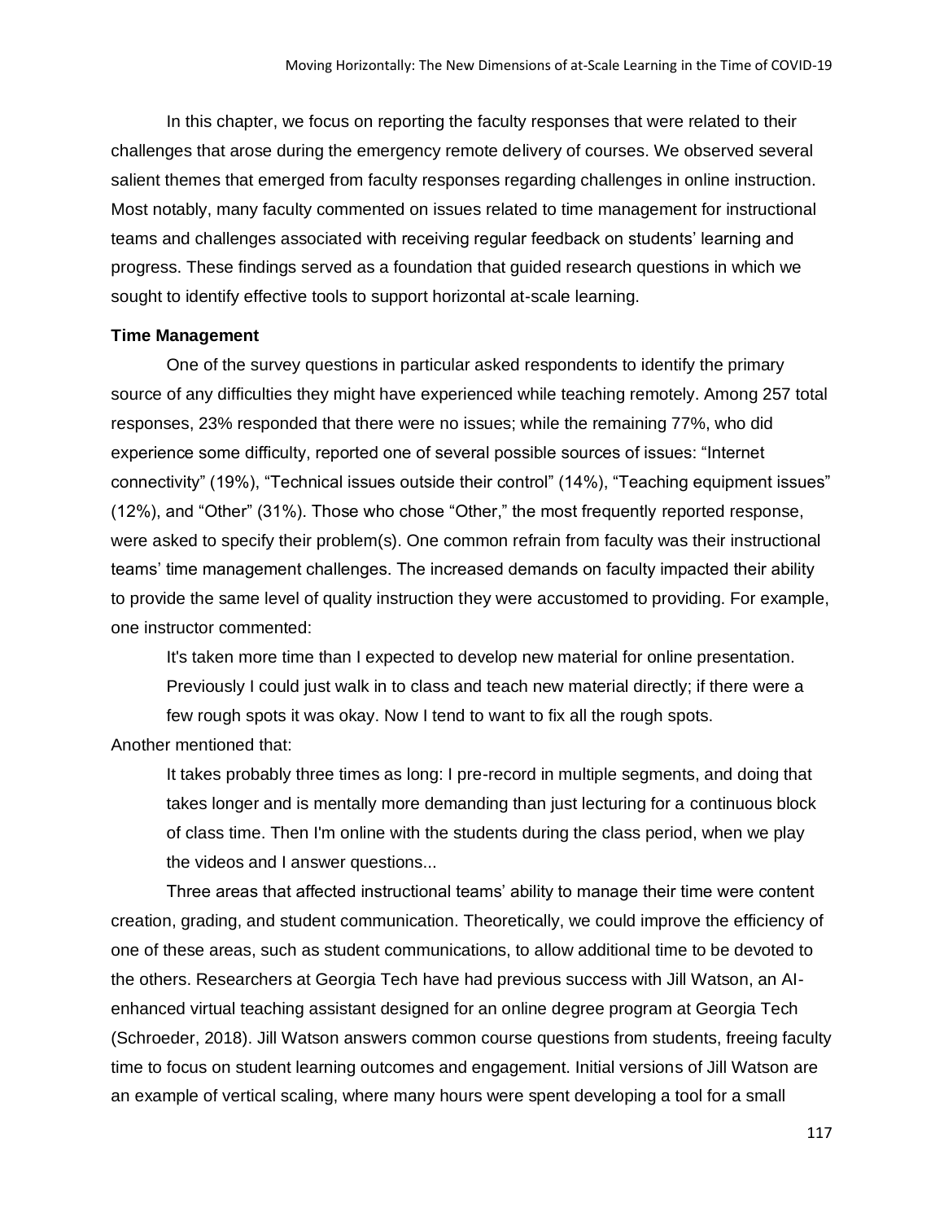In this chapter, we focus on reporting the faculty responses that were related to their challenges that arose during the emergency remote delivery of courses. We observed several salient themes that emerged from faculty responses regarding challenges in online instruction. Most notably, many faculty commented on issues related to time management for instructional teams and challenges associated with receiving regular feedback on students' learning and progress. These findings served as a foundation that guided research questions in which we sought to identify effective tools to support horizontal at-scale learning.

**Time Management**

One of the survey questions in particular asked respondents to identify the primary source of any difficulties they might have experienced while teaching remotely. Among 257 total responses, 23% responded that there were no issues; while the remaining 77%, who did experience some difficulty, reported one of several possible sources of issues: "Internet connectivity" (19%), "Technical issues outside their control" (14%), "Teaching equipment issues" (12%), and "Other" (31%). Those who chose "Other," the most frequently reported response, were asked to specify their problem(s). One common refrain from faculty was their instructional teams' time management challenges. The increased demands on faculty impacted their ability to provide the same level of quality instruction they were accustomed to providing. For example, one instructor commented:

> It's taken more time than I expected to develop new material for online presentation. Previously I could just walk in to class and teach new material directly; if there were a few rough spots it was okay. Now I tend to want to fix all the rough spots.

Another mentioned that:

> It takes probably three times as long: I pre-record in multiple segments, and doing that takes longer and is mentally more demanding than just lecturing for a continuous block of class time. Then I'm online with the students during the class period, when we play the videos and I answer questions...

Three areas that affected instructional teams' ability to manage their time were content creation, grading, and student communication. Theoretically, we could improve the efficiency of one of these areas, such as student communications, to allow additional time to be devoted to the others. Researchers at Georgia Tech have had previous success with Jill Watson, an AI-enhanced virtual teaching assistant designed for an online degree program at Georgia Tech (Schroeder, 2018). Jill Watson answers common course questions from students, freeing faculty time to focus on student learning outcomes and engagement. Initial versions of Jill Watson are an example of vertical scaling, where many hours were spent developing a tool for a small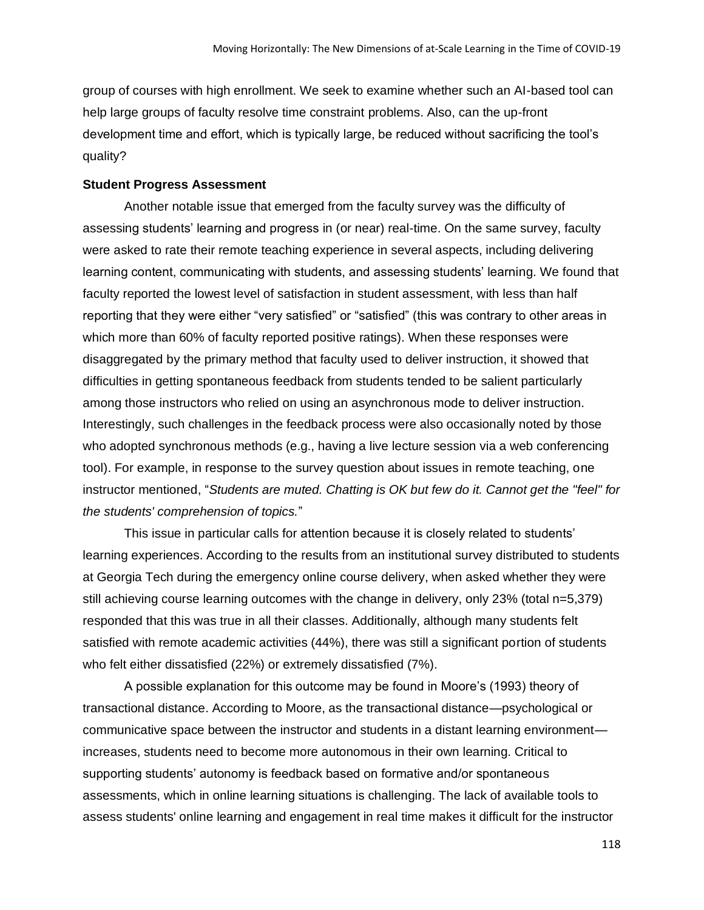group of courses with high enrollment. We seek to examine whether such an AI-based tool can help large groups of faculty resolve time constraint problems. Also, can the up-front development time and effort, which is typically large, be reduced without sacrificing the tool's quality?

**Student Progress Assessment**

Another notable issue that emerged from the faculty survey was the difficulty of assessing students' learning and progress in (or near) real-time. On the same survey, faculty were asked to rate their remote teaching experience in several aspects, including delivering learning content, communicating with students, and assessing students' learning. We found that faculty reported the lowest level of satisfaction in student assessment, with less than half reporting that they were either "very satisfied" or "satisfied" (this was contrary to other areas in which more than 60% of faculty reported positive ratings). When these responses were disaggregated by the primary method that faculty used to deliver instruction, it showed that difficulties in getting spontaneous feedback from students tended to be salient particularly among those instructors who relied on using an asynchronous mode to deliver instruction. Interestingly, such challenges in the feedback process were also occasionally noted by those who adopted synchronous methods (e.g., having a live lecture session via a web conferencing tool). For example, in response to the survey question about issues in remote teaching, one instructor mentioned, "*Students are muted. Chatting is OK but few do it. Cannot get the "feel" for the students' comprehension of topics.*"

This issue in particular calls for attention because it is closely related to students' learning experiences. According to the results from an institutional survey distributed to students at Georgia Tech during the emergency online course delivery, when asked whether they were still achieving course learning outcomes with the change in delivery, only 23% (total n=5,379) responded that this was true in all their classes. Additionally, although many students felt satisfied with remote academic activities (44%), there was still a significant portion of students who felt either dissatisfied (22%) or extremely dissatisfied (7%).

A possible explanation for this outcome may be found in Moore's (1993) theory of transactional distance. According to Moore, as the transactional distance—psychological or communicative space between the instructor and students in a distant learning environment—increases, students need to become more autonomous in their own learning. Critical to supporting students' autonomy is feedback based on formative and/or spontaneous assessments, which in online learning situations is challenging. The lack of available tools to assess students' online learning and engagement in real time makes it difficult for the instructor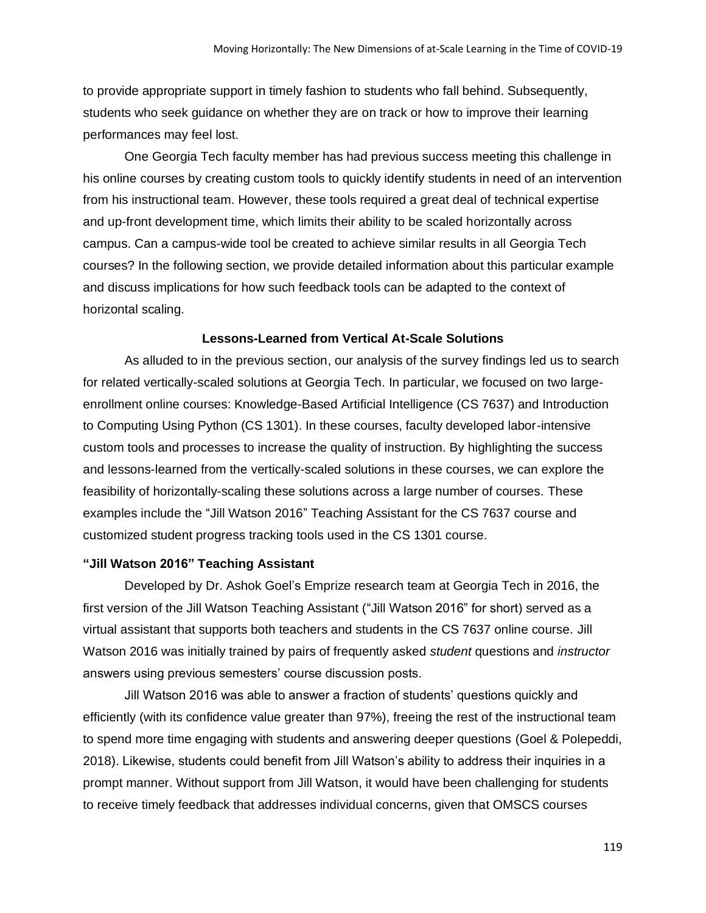to provide appropriate support in timely fashion to students who fall behind. Subsequently, students who seek guidance on whether they are on track or how to improve their learning performances may feel lost.

One Georgia Tech faculty member has had previous success meeting this challenge in his online courses by creating custom tools to quickly identify students in need of an intervention from his instructional team. However, these tools required a great deal of technical expertise and up-front development time, which limits their ability to be scaled horizontally across campus. Can a campus-wide tool be created to achieve similar results in all Georgia Tech courses? In the following section, we provide detailed information about this particular example and discuss implications for how such feedback tools can be adapted to the context of horizontal scaling.

## Lessons-Learned from Vertical At-Scale Solutions

As alluded to in the previous section, our analysis of the survey findings led us to search for related vertically-scaled solutions at Georgia Tech. In particular, we focused on two large-enrollment online courses: Knowledge-Based Artificial Intelligence (CS 7637) and Introduction to Computing Using Python (CS 1301). In these courses, faculty developed labor-intensive custom tools and processes to increase the quality of instruction. By highlighting the success and lessons-learned from the vertically-scaled solutions in these courses, we can explore the feasibility of horizontally-scaling these solutions across a large number of courses. These examples include the "Jill Watson 2016" Teaching Assistant for the CS 7637 course and customized student progress tracking tools used in the CS 1301 course.

### "Jill Watson 2016" Teaching Assistant

Developed by Dr. Ashok Goel's Emprize research team at Georgia Tech in 2016, the first version of the Jill Watson Teaching Assistant ("Jill Watson 2016" for short) served as a virtual assistant that supports both teachers and students in the CS 7637 online course. Jill Watson 2016 was initially trained by pairs of frequently asked *student* questions and *instructor* answers using previous semesters' course discussion posts.

Jill Watson 2016 was able to answer a fraction of students' questions quickly and efficiently (with its confidence value greater than 97%), freeing the rest of the instructional team to spend more time engaging with students and answering deeper questions (Goel & Polepeddi, 2018). Likewise, students could benefit from Jill Watson's ability to address their inquiries in a prompt manner. Without support from Jill Watson, it would have been challenging for students to receive timely feedback that addresses individual concerns, given that OMSCS courses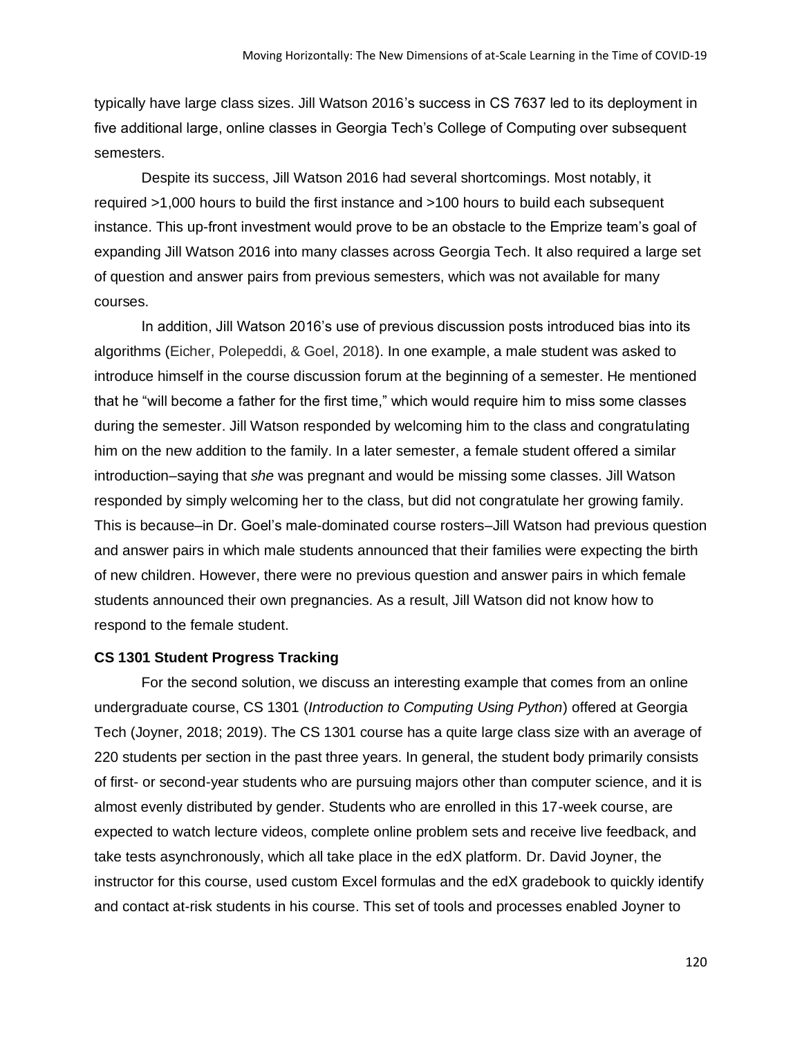typically have large class sizes. Jill Watson 2016's success in CS 7637 led to its deployment in five additional large, online classes in Georgia Tech's College of Computing over subsequent semesters.

Despite its success, Jill Watson 2016 had several shortcomings. Most notably, it required >1,000 hours to build the first instance and >100 hours to build each subsequent instance. This up-front investment would prove to be an obstacle to the Emprize team's goal of expanding Jill Watson 2016 into many classes across Georgia Tech. It also required a large set of question and answer pairs from previous semesters, which was not available for many courses.

In addition, Jill Watson 2016's use of previous discussion posts introduced bias into its algorithms (Eicher, Polepeddi, & Goel, 2018). In one example, a male student was asked to introduce himself in the course discussion forum at the beginning of a semester. He mentioned that he "will become a father for the first time," which would require him to miss some classes during the semester. Jill Watson responded by welcoming him to the class and congratulating him on the new addition to the family. In a later semester, a female student offered a similar introduction–saying that *she* was pregnant and would be missing some classes. Jill Watson responded by simply welcoming her to the class, but did not congratulate her growing family. This is because–in Dr. Goel's male-dominated course rosters–Jill Watson had previous question and answer pairs in which male students announced that their families were expecting the birth of new children. However, there were no previous question and answer pairs in which female students announced their own pregnancies. As a result, Jill Watson did not know how to respond to the female student.

**CS 1301 Student Progress Tracking**

For the second solution, we discuss an interesting example that comes from an online undergraduate course, CS 1301 (*Introduction to Computing Using Python*) offered at Georgia Tech (Joyner, 2018; 2019). The CS 1301 course has a quite large class size with an average of 220 students per section in the past three years. In general, the student body primarily consists of first- or second-year students who are pursuing majors other than computer science, and it is almost evenly distributed by gender. Students who are enrolled in this 17-week course, are expected to watch lecture videos, complete online problem sets and receive live feedback, and take tests asynchronously, which all take place in the edX platform. Dr. David Joyner, the instructor for this course, used custom Excel formulas and the edX gradebook to quickly identify and contact at-risk students in his course. This set of tools and processes enabled Joyner to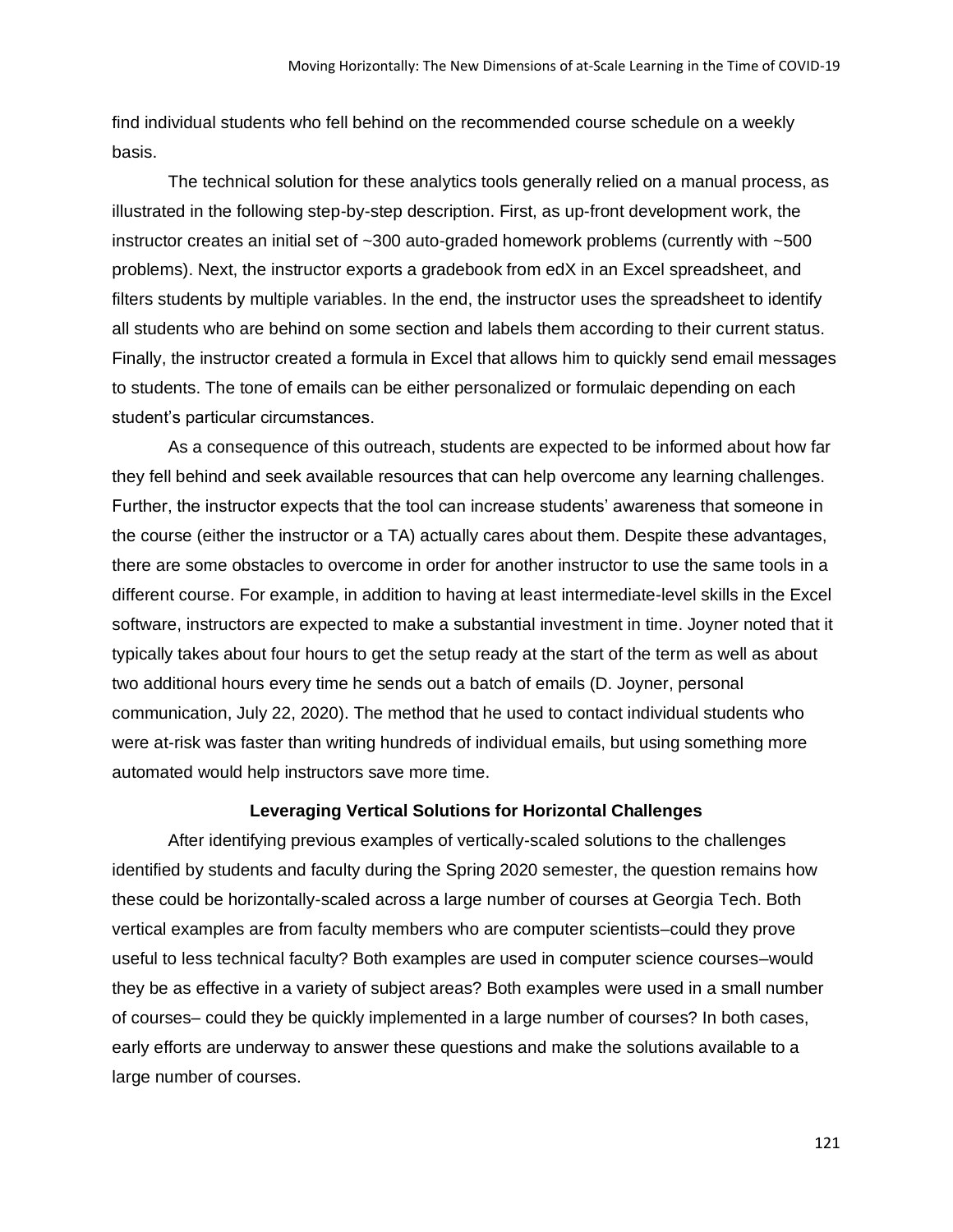find individual students who fell behind on the recommended course schedule on a weekly basis.

The technical solution for these analytics tools generally relied on a manual process, as illustrated in the following step-by-step description. First, as up-front development work, the instructor creates an initial set of ~300 auto-graded homework problems (currently with ~500 problems). Next, the instructor exports a gradebook from edX in an Excel spreadsheet, and filters students by multiple variables. In the end, the instructor uses the spreadsheet to identify all students who are behind on some section and labels them according to their current status. Finally, the instructor created a formula in Excel that allows him to quickly send email messages to students. The tone of emails can be either personalized or formulaic depending on each student's particular circumstances.

As a consequence of this outreach, students are expected to be informed about how far they fell behind and seek available resources that can help overcome any learning challenges. Further, the instructor expects that the tool can increase students' awareness that someone in the course (either the instructor or a TA) actually cares about them. Despite these advantages, there are some obstacles to overcome in order for another instructor to use the same tools in a different course. For example, in addition to having at least intermediate-level skills in the Excel software, instructors are expected to make a substantial investment in time. Joyner noted that it typically takes about four hours to get the setup ready at the start of the term as well as about two additional hours every time he sends out a batch of emails (D. Joyner, personal communication, July 22, 2020). The method that he used to contact individual students who were at-risk was faster than writing hundreds of individual emails, but using something more automated would help instructors save more time.

### Leveraging Vertical Solutions for Horizontal Challenges

After identifying previous examples of vertically-scaled solutions to the challenges identified by students and faculty during the Spring 2020 semester, the question remains how these could be horizontally-scaled across a large number of courses at Georgia Tech. Both vertical examples are from faculty members who are computer scientists–could they prove useful to less technical faculty? Both examples are used in computer science courses–would they be as effective in a variety of subject areas? Both examples were used in a small number of courses– could they be quickly implemented in a large number of courses? In both cases, early efforts are underway to answer these questions and make the solutions available to a large number of courses.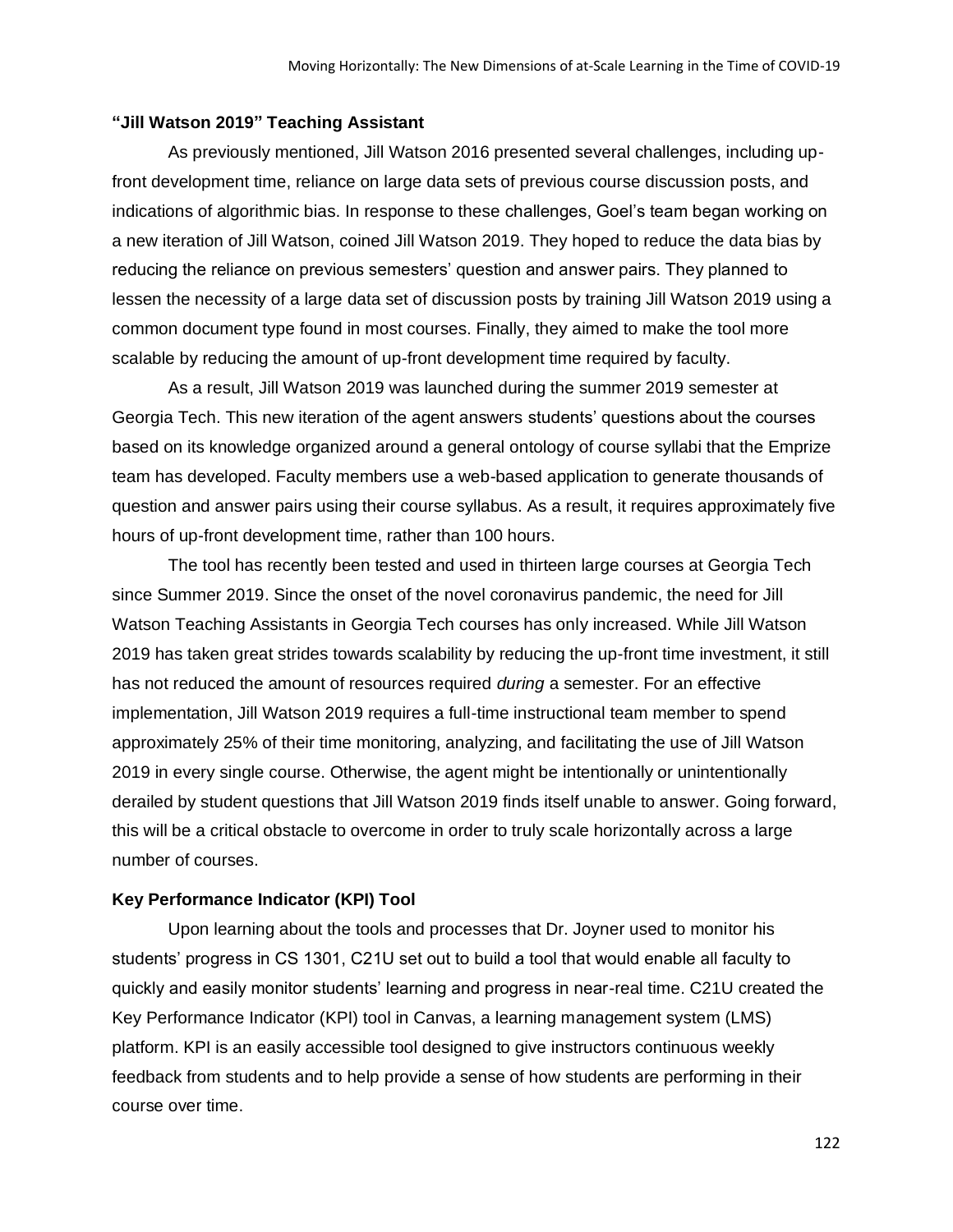### **"Jill Watson 2019" Teaching Assistant**

As previously mentioned, Jill Watson 2016 presented several challenges, including up-front development time, reliance on large data sets of previous course discussion posts, and indications of algorithmic bias. In response to these challenges, Goel's team began working on a new iteration of Jill Watson, coined Jill Watson 2019. They hoped to reduce the data bias by reducing the reliance on previous semesters' question and answer pairs. They planned to lessen the necessity of a large data set of discussion posts by training Jill Watson 2019 using a common document type found in most courses. Finally, they aimed to make the tool more scalable by reducing the amount of up-front development time required by faculty.

As a result, Jill Watson 2019 was launched during the summer 2019 semester at Georgia Tech. This new iteration of the agent answers students' questions about the courses based on its knowledge organized around a general ontology of course syllabi that the Emprize team has developed. Faculty members use a web-based application to generate thousands of question and answer pairs using their course syllabus. As a result, it requires approximately five hours of up-front development time, rather than 100 hours.

The tool has recently been tested and used in thirteen large courses at Georgia Tech since Summer 2019. Since the onset of the novel coronavirus pandemic, the need for Jill Watson Teaching Assistants in Georgia Tech courses has only increased. While Jill Watson 2019 has taken great strides towards scalability by reducing the up-front time investment, it still has not reduced the amount of resources required *during* a semester. For an effective implementation, Jill Watson 2019 requires a full-time instructional team member to spend approximately 25% of their time monitoring, analyzing, and facilitating the use of Jill Watson 2019 in every single course. Otherwise, the agent might be intentionally or unintentionally derailed by student questions that Jill Watson 2019 finds itself unable to answer. Going forward, this will be a critical obstacle to overcome in order to truly scale horizontally across a large number of courses.

### **Key Performance Indicator (KPI) Tool**

Upon learning about the tools and processes that Dr. Joyner used to monitor his students' progress in CS 1301, C21U set out to build a tool that would enable all faculty to quickly and easily monitor students' learning and progress in near-real time. C21U created the Key Performance Indicator (KPI) tool in Canvas, a learning management system (LMS) platform. KPI is an easily accessible tool designed to give instructors continuous weekly feedback from students and to help provide a sense of how students are performing in their course over time.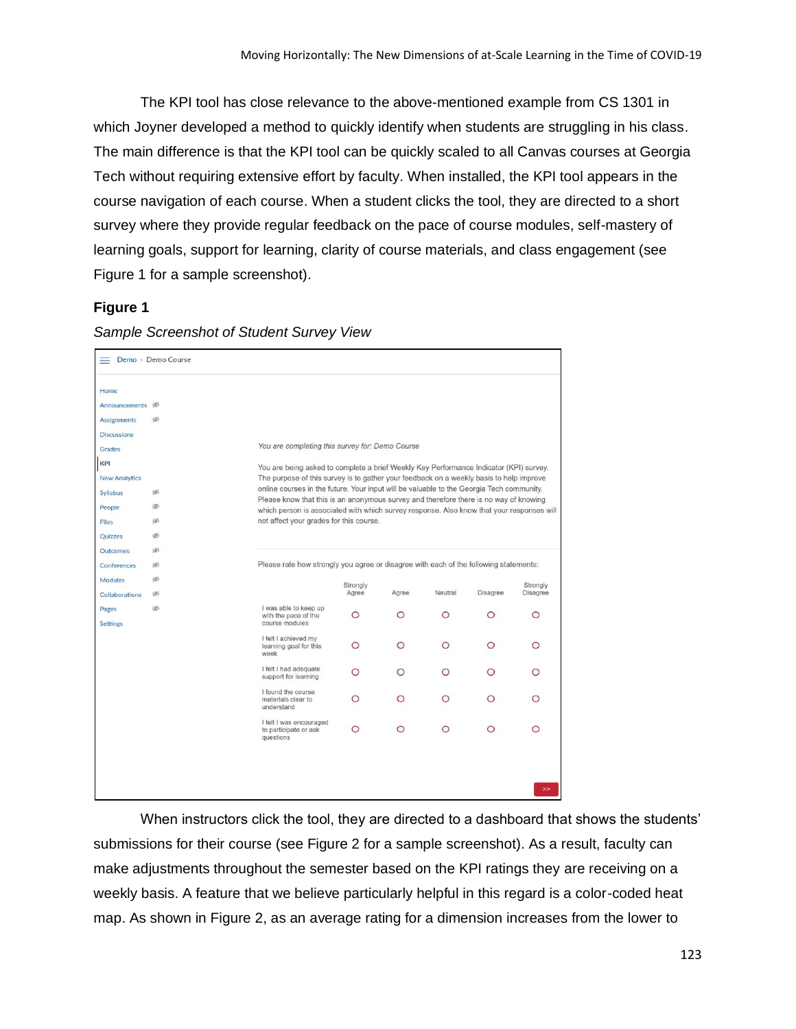The KPI tool has close relevance to the above-mentioned example from CS 1301 in which Joyner developed a method to quickly identify when students are struggling in his class. The main difference is that the KPI tool can be quickly scaled to all Canvas courses at Georgia Tech without requiring extensive effort by faculty. When installed, the KPI tool appears in the course navigation of each course. When a student clicks the tool, they are directed to a short survey where they provide regular feedback on the pace of course modules, self-mastery of learning goals, support for learning, clarity of course materials, and class engagement (see Figure 1 for a sample screenshot).

**Figure 1**

*Sample Screenshot of Student Survey View*

When instructors click the tool, they are directed to a dashboard that shows the students' submissions for their course (see Figure 2 for a sample screenshot). As a result, faculty can make adjustments throughout the semester based on the KPI ratings they are receiving on a weekly basis. A feature that we believe particularly helpful in this regard is a color-coded heat map. As shown in Figure 2, as an average rating for a dimension increases from the lower to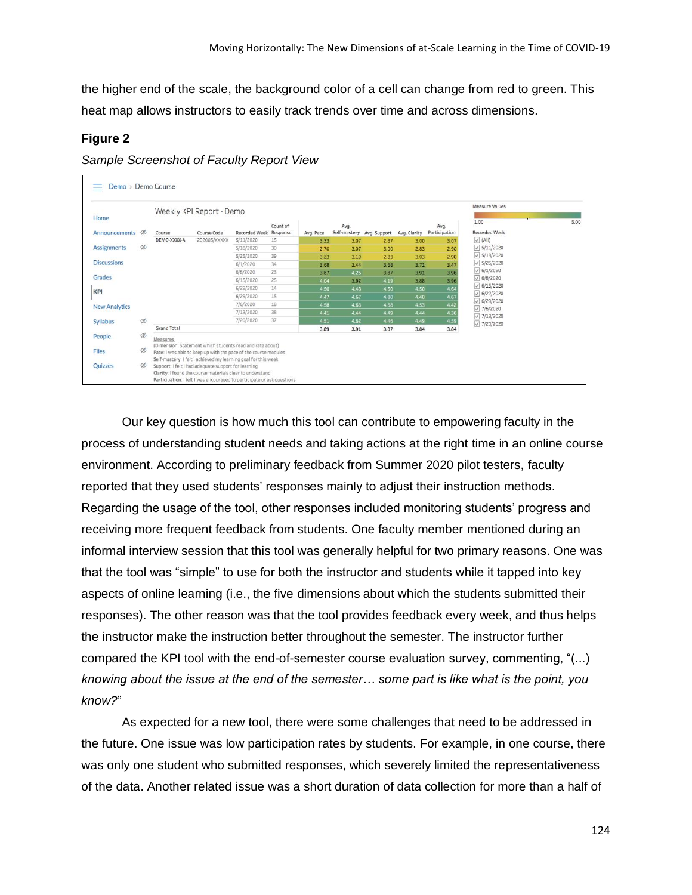the higher end of the scale, the background color of a cell can change from red to green. This heat map allows instructors to easily track trends over time and across dimensions.

**Figure 2**

*Sample Screenshot of Faculty Report View*

Demo › Demo Course

Weekly KPI Report - Demo

| Course | Course Code | Recorded Week | Count of Response | Avg. Pace | Avg. Self-mastery | Avg. Support | Avg. Clarity | Avg. Participation |
|---|---|---|---|---|---|---|---|---|
| DEMO-XXXX-A | 202005/XXXXX | 5/11/2020 | 15 | 3.33 | 3.07 | 2.87 | 3.00 | 3.07 |
| | | 5/18/2020 | 30 | 2.70 | 3.07 | 3.00 | 2.83 | 2.90 |
| | | 5/25/2020 | 39 | 3.23 | 3.10 | 2.83 | 3.03 | 2.90 |
| | | 6/1/2020 | 34 | 3.68 | 3.44 | 3.68 | 3.71 | 3.47 |
| | | 6/8/2020 | 23 | 3.87 | 4.26 | 3.87 | 3.91 | 3.96 |
| | | 6/15/2020 | 25 | 4.04 | 3.92 | 4.19 | 3.88 | 3.96 |
| | | 6/22/2020 | 14 | 4.50 | 4.43 | 4.50 | 4.50 | 4.64 |
| | | 6/29/2020 | 15 | 4.47 | 4.67 | 4.80 | 4.40 | 4.67 |
| | | 7/6/2020 | 18 | 4.58 | 4.63 | 4.58 | 4.53 | 4.42 |
| | | 7/13/2020 | 38 | 4.41 | 4.44 | 4.49 | 4.44 | 4.36 |
| | | 7/20/2020 | 37 | 4.51 | 4.62 | 4.46 | 4.49 | 4.59 |
| Grand Total | | | | 3.89 | 3.91 | 3.87 | 3.84 | 3.84 |

Measures
(Dimension: Statement which students read and rate about)
Pace: I was able to keep up with the pace of the course modules
Self-mastery: I felt I achieved my learning goal for this week
Support: I felt I had adequate support for learning
Clarity: I found the course materials clear to understand
Participation: I felt I was encouraged to participate or ask questions

Our key question is how much this tool can contribute to empowering faculty in the process of understanding student needs and taking actions at the right time in an online course environment. According to preliminary feedback from Summer 2020 pilot testers, faculty reported that they used students' responses mainly to adjust their instruction methods. Regarding the usage of the tool, other responses included monitoring students' progress and receiving more frequent feedback from students. One faculty member mentioned during an informal interview session that this tool was generally helpful for two primary reasons. One was that the tool was "simple" to use for both the instructor and students while it tapped into key aspects of online learning (i.e., the five dimensions about which the students submitted their responses). The other reason was that the tool provides feedback every week, and thus helps the instructor make the instruction better throughout the semester. The instructor further compared the KPI tool with the end-of-semester course evaluation survey, commenting, "*(...) knowing about the issue at the end of the semester… some part is like what is the point, you know?*"

As expected for a new tool, there were some challenges that need to be addressed in the future. One issue was low participation rates by students. For example, in one course, there was only one student who submitted responses, which severely limited the representativeness of the data. Another related issue was a short duration of data collection for more than a half of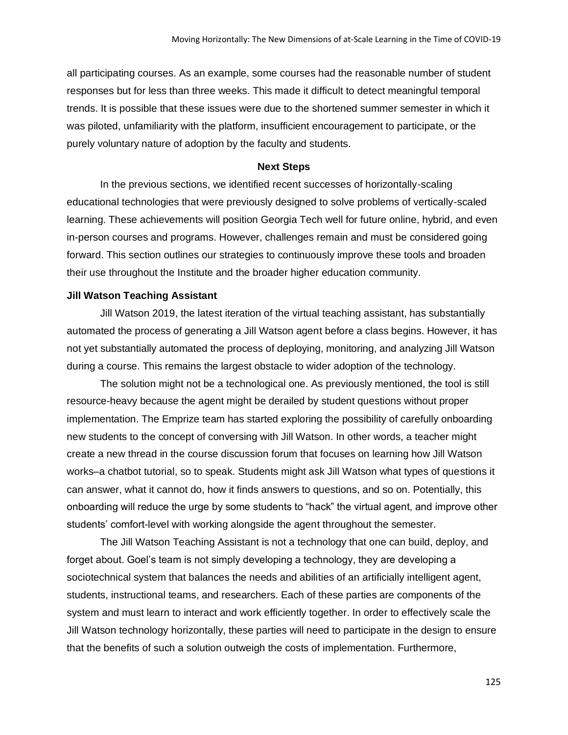all participating courses. As an example, some courses had the reasonable number of student responses but for less than three weeks. This made it difficult to detect meaningful temporal trends. It is possible that these issues were due to the shortened summer semester in which it was piloted, unfamiliarity with the platform, insufficient encouragement to participate, or the purely voluntary nature of adoption by the faculty and students.

## Next Steps

In the previous sections, we identified recent successes of horizontally-scaling educational technologies that were previously designed to solve problems of vertically-scaled learning. These achievements will position Georgia Tech well for future online, hybrid, and even in-person courses and programs. However, challenges remain and must be considered going forward. This section outlines our strategies to continuously improve these tools and broaden their use throughout the Institute and the broader higher education community.

### Jill Watson Teaching Assistant

Jill Watson 2019, the latest iteration of the virtual teaching assistant, has substantially automated the process of generating a Jill Watson agent before a class begins. However, it has not yet substantially automated the process of deploying, monitoring, and analyzing Jill Watson during a course. This remains the largest obstacle to wider adoption of the technology.

The solution might not be a technological one. As previously mentioned, the tool is still resource-heavy because the agent might be derailed by student questions without proper implementation. The Emprize team has started exploring the possibility of carefully onboarding new students to the concept of conversing with Jill Watson. In other words, a teacher might create a new thread in the course discussion forum that focuses on learning how Jill Watson works–a chatbot tutorial, so to speak. Students might ask Jill Watson what types of questions it can answer, what it cannot do, how it finds answers to questions, and so on. Potentially, this onboarding will reduce the urge by some students to "hack" the virtual agent, and improve other students' comfort-level with working alongside the agent throughout the semester.

The Jill Watson Teaching Assistant is not a technology that one can build, deploy, and forget about. Goel's team is not simply developing a technology, they are developing a sociotechnical system that balances the needs and abilities of an artificially intelligent agent, students, instructional teams, and researchers. Each of these parties are components of the system and must learn to interact and work efficiently together. In order to effectively scale the Jill Watson technology horizontally, these parties will need to participate in the design to ensure that the benefits of such a solution outweigh the costs of implementation. Furthermore,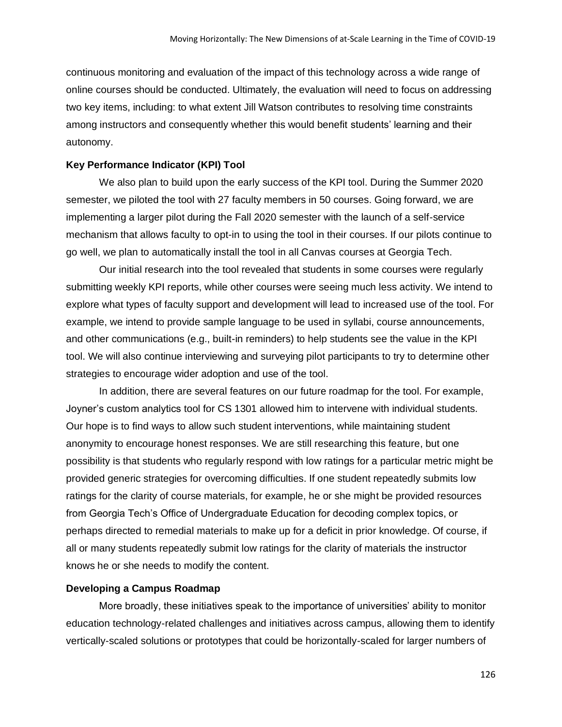continuous monitoring and evaluation of the impact of this technology across a wide range of online courses should be conducted. Ultimately, the evaluation will need to focus on addressing two key items, including: to what extent Jill Watson contributes to resolving time constraints among instructors and consequently whether this would benefit students' learning and their autonomy.

### Key Performance Indicator (KPI) Tool

We also plan to build upon the early success of the KPI tool. During the Summer 2020 semester, we piloted the tool with 27 faculty members in 50 courses. Going forward, we are implementing a larger pilot during the Fall 2020 semester with the launch of a self-service mechanism that allows faculty to opt-in to using the tool in their courses. If our pilots continue to go well, we plan to automatically install the tool in all Canvas courses at Georgia Tech.

Our initial research into the tool revealed that students in some courses were regularly submitting weekly KPI reports, while other courses were seeing much less activity. We intend to explore what types of faculty support and development will lead to increased use of the tool. For example, we intend to provide sample language to be used in syllabi, course announcements, and other communications (e.g., built-in reminders) to help students see the value in the KPI tool. We will also continue interviewing and surveying pilot participants to try to determine other strategies to encourage wider adoption and use of the tool.

In addition, there are several features on our future roadmap for the tool. For example, Joyner's custom analytics tool for CS 1301 allowed him to intervene with individual students. Our hope is to find ways to allow such student interventions, while maintaining student anonymity to encourage honest responses. We are still researching this feature, but one possibility is that students who regularly respond with low ratings for a particular metric might be provided generic strategies for overcoming difficulties. If one student repeatedly submits low ratings for the clarity of course materials, for example, he or she might be provided resources from Georgia Tech's Office of Undergraduate Education for decoding complex topics, or perhaps directed to remedial materials to make up for a deficit in prior knowledge. Of course, if all or many students repeatedly submit low ratings for the clarity of materials the instructor knows he or she needs to modify the content.

### Developing a Campus Roadmap

More broadly, these initiatives speak to the importance of universities' ability to monitor education technology-related challenges and initiatives across campus, allowing them to identify vertically-scaled solutions or prototypes that could be horizontally-scaled for larger numbers of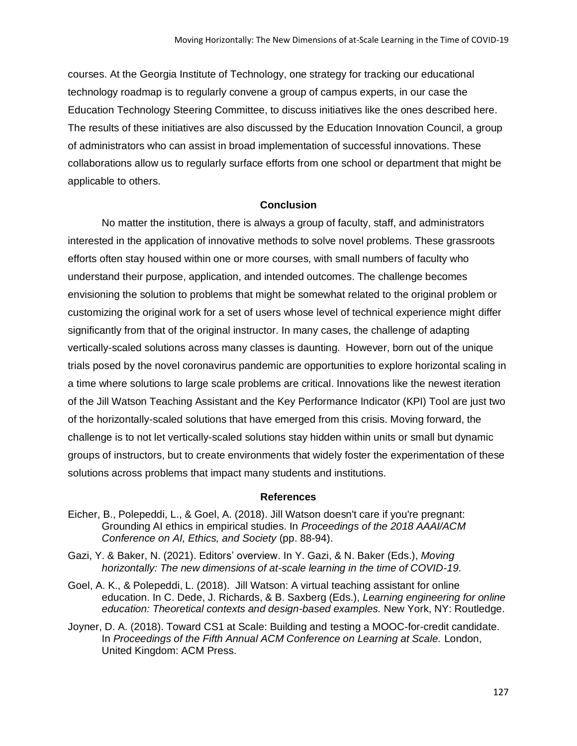courses. At the Georgia Institute of Technology, one strategy for tracking our educational technology roadmap is to regularly convene a group of campus experts, in our case the Education Technology Steering Committee, to discuss initiatives like the ones described here. The results of these initiatives are also discussed by the Education Innovation Council, a group of administrators who can assist in broad implementation of successful innovations. These collaborations allow us to regularly surface efforts from one school or department that might be applicable to others.

## Conclusion

No matter the institution, there is always a group of faculty, staff, and administrators interested in the application of innovative methods to solve novel problems. These grassroots efforts often stay housed within one or more courses, with small numbers of faculty who understand their purpose, application, and intended outcomes. The challenge becomes envisioning the solution to problems that might be somewhat related to the original problem or customizing the original work for a set of users whose level of technical experience might differ significantly from that of the original instructor. In many cases, the challenge of adapting vertically-scaled solutions across many classes is daunting. However, born out of the unique trials posed by the novel coronavirus pandemic are opportunities to explore horizontal scaling in a time where solutions to large scale problems are critical. Innovations like the newest iteration of the Jill Watson Teaching Assistant and the Key Performance Indicator (KPI) Tool are just two of the horizontally-scaled solutions that have emerged from this crisis. Moving forward, the challenge is to not let vertically-scaled solutions stay hidden within units or small but dynamic groups of instructors, but to create environments that widely foster the experimentation of these solutions across problems that impact many students and institutions.

## References

Eicher, B., Polepeddi, L., & Goel, A. (2018). Jill Watson doesn't care if you're pregnant: Grounding AI ethics in empirical studies. In *Proceedings of the 2018 AAAI/ACM Conference on AI, Ethics, and Society* (pp. 88-94).

Gazi, Y. & Baker, N. (2021). Editors' overview. In Y. Gazi, & N. Baker (Eds.), *Moving horizontally: The new dimensions of at-scale learning in the time of COVID-19.*

Goel, A. K., & Polepeddi, L. (2018). Jill Watson: A virtual teaching assistant for online education. In C. Dede, J. Richards, & B. Saxberg (Eds.), *Learning engineering for online education: Theoretical contexts and design-based examples.* New York, NY: Routledge.

Joyner, D. A. (2018). Toward CS1 at Scale: Building and testing a MOOC-for-credit candidate. In *Proceedings of the Fifth Annual ACM Conference on Learning at Scale.* London, United Kingdom: ACM Press.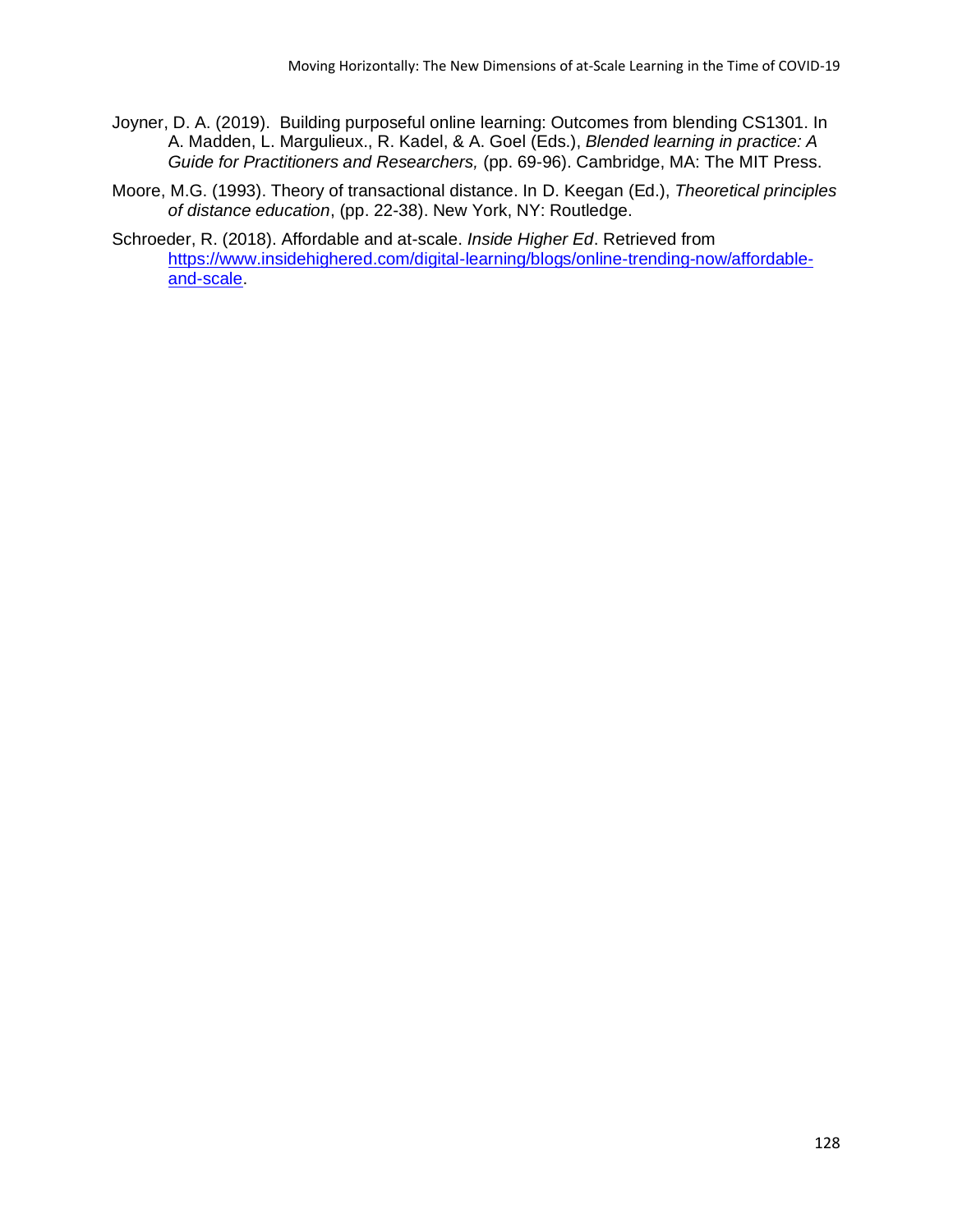Joyner, D. A. (2019). Building purposeful online learning: Outcomes from blending CS1301. In A. Madden, L. Margulieux., R. Kadel, & A. Goel (Eds.), *Blended learning in practice: A Guide for Practitioners and Researchers,* (pp. 69-96). Cambridge, MA: The MIT Press.

Moore, M.G. (1993). Theory of transactional distance. In D. Keegan (Ed.), *Theoretical principles of distance education*, (pp. 22-38). New York, NY: Routledge.

Schroeder, R. (2018). Affordable and at-scale. *Inside Higher Ed*. Retrieved from [https://www.insidehighered.com/digital-learning/blogs/online-trending-now/affordable-and-scale](https://www.insidehighered.com/digital-learning/blogs/online-trending-now/affordable-and-scale).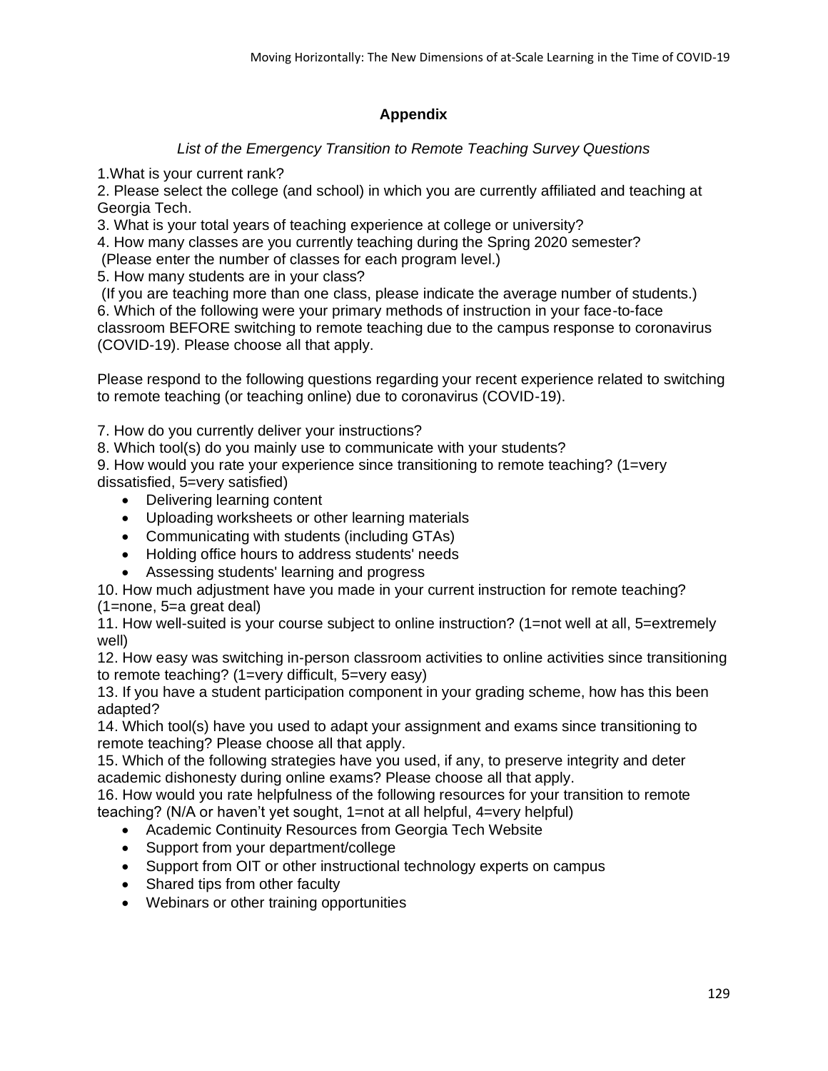## Appendix

*List of the Emergency Transition to Remote Teaching Survey Questions*

1.What is your current rank?
2. Please select the college (and school) in which you are currently affiliated and teaching at Georgia Tech.
3. What is your total years of teaching experience at college or university?
4. How many classes are you currently teaching during the Spring 2020 semester?
(Please enter the number of classes for each program level.)
5. How many students are in your class?
(If you are teaching more than one class, please indicate the average number of students.)
6. Which of the following were your primary methods of instruction in your face-to-face classroom BEFORE switching to remote teaching due to the campus response to coronavirus (COVID-19). Please choose all that apply.

Please respond to the following questions regarding your recent experience related to switching to remote teaching (or teaching online) due to coronavirus (COVID-19).

7. How do you currently deliver your instructions?
8. Which tool(s) do you mainly use to communicate with your students?
9. How would you rate your experience since transitioning to remote teaching? (1=very dissatisfied, 5=very satisfied)

- Delivering learning content
- Uploading worksheets or other learning materials
- Communicating with students (including GTAs)
- Holding office hours to address students' needs
- Assessing students' learning and progress

10. How much adjustment have you made in your current instruction for remote teaching? (1=none, 5=a great deal)
11. How well-suited is your course subject to online instruction? (1=not well at all, 5=extremely well)
12. How easy was switching in-person classroom activities to online activities since transitioning to remote teaching? (1=very difficult, 5=very easy)
13. If you have a student participation component in your grading scheme, how has this been adapted?
14. Which tool(s) have you used to adapt your assignment and exams since transitioning to remote teaching? Please choose all that apply.
15. Which of the following strategies have you used, if any, to preserve integrity and deter academic dishonesty during online exams? Please choose all that apply.
16. How would you rate helpfulness of the following resources for your transition to remote teaching? (N/A or haven't yet sought, 1=not at all helpful, 4=very helpful)

- Academic Continuity Resources from Georgia Tech Website
- Support from your department/college
- Support from OIT or other instructional technology experts on campus
- Shared tips from other faculty
- Webinars or other training opportunities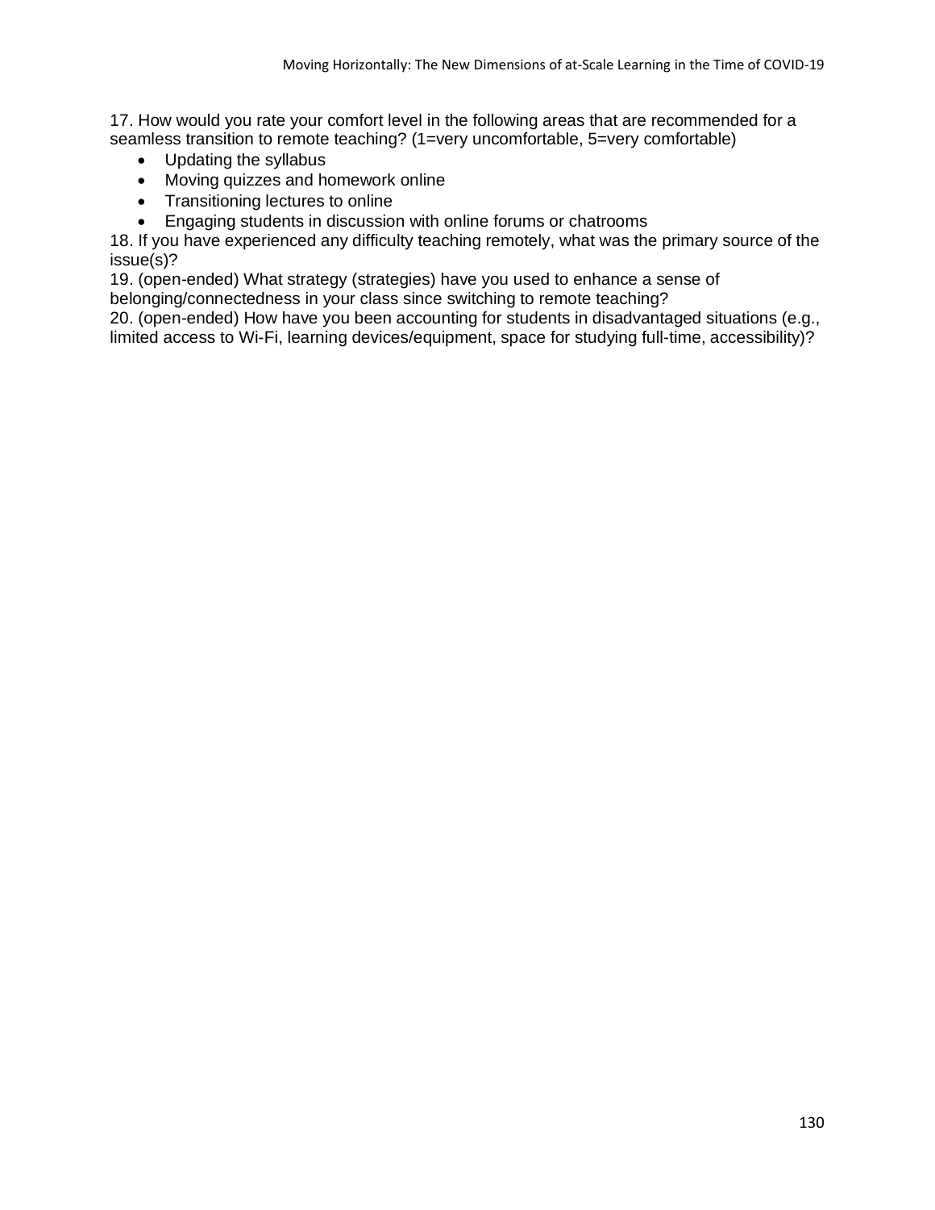17. How would you rate your comfort level in the following areas that are recommended for a seamless transition to remote teaching? (1=very uncomfortable, 5=very comfortable)

- Updating the syllabus
- Moving quizzes and homework online
- Transitioning lectures to online
- Engaging students in discussion with online forums or chatrooms

18. If you have experienced any difficulty teaching remotely, what was the primary source of the issue(s)?

19. (open-ended) What strategy (strategies) have you used to enhance a sense of belonging/connectedness in your class since switching to remote teaching?

20. (open-ended) How have you been accounting for students in disadvantaged situations (e.g., limited access to Wi-Fi, learning devices/equipment, space for studying full-time, accessibility)?